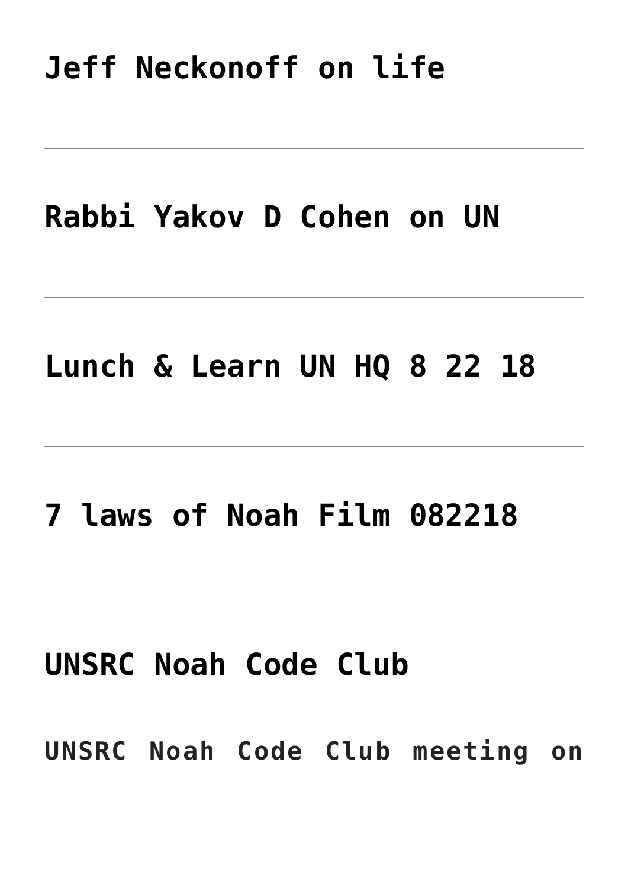# Jeff Neckonoff on life

---

# Rabbi Yakov D Cohen on UN

---

# Lunch & Learn UN HQ 8 22 18

---

# 7 laws of Noah Film 082218

---

# UNSRC Noah Code Club

**UNSRC Noah Code Club meeting on**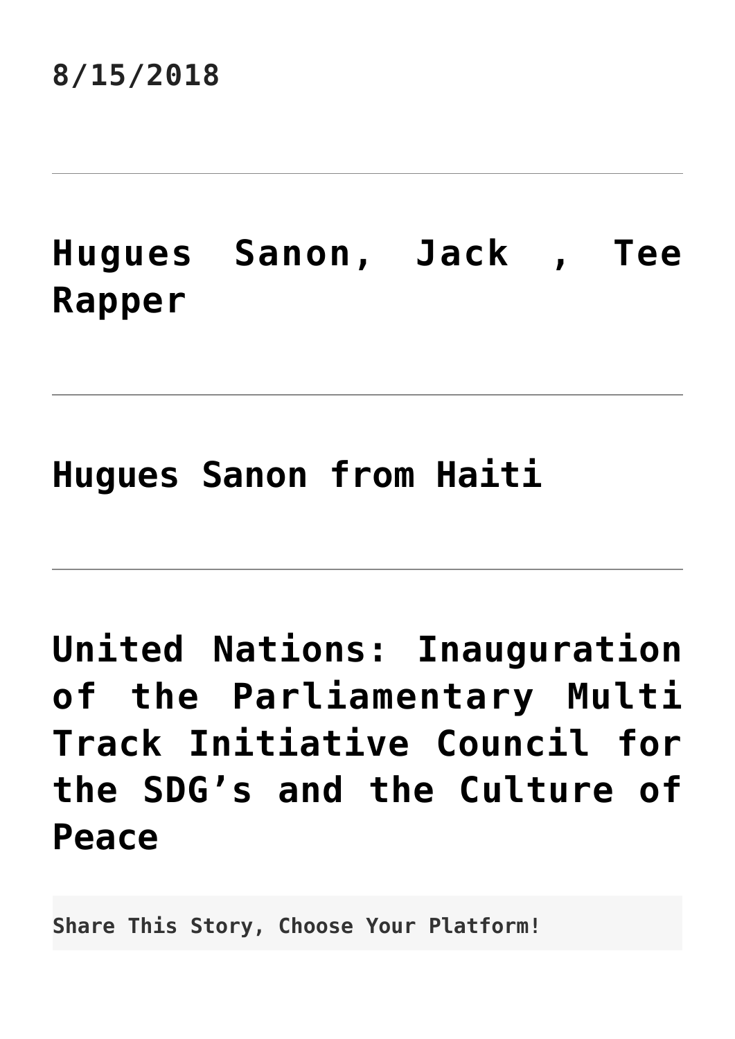**8/15/2018**

---

## Hugues Sanon, Jack , Tee Rapper

---

## Hugues Sanon from Haiti

---

## United Nations: Inauguration of the Parliamentary Multi Track Initiative Council for the SDG's and the Culture of Peace

**Share This Story, Choose Your Platform!**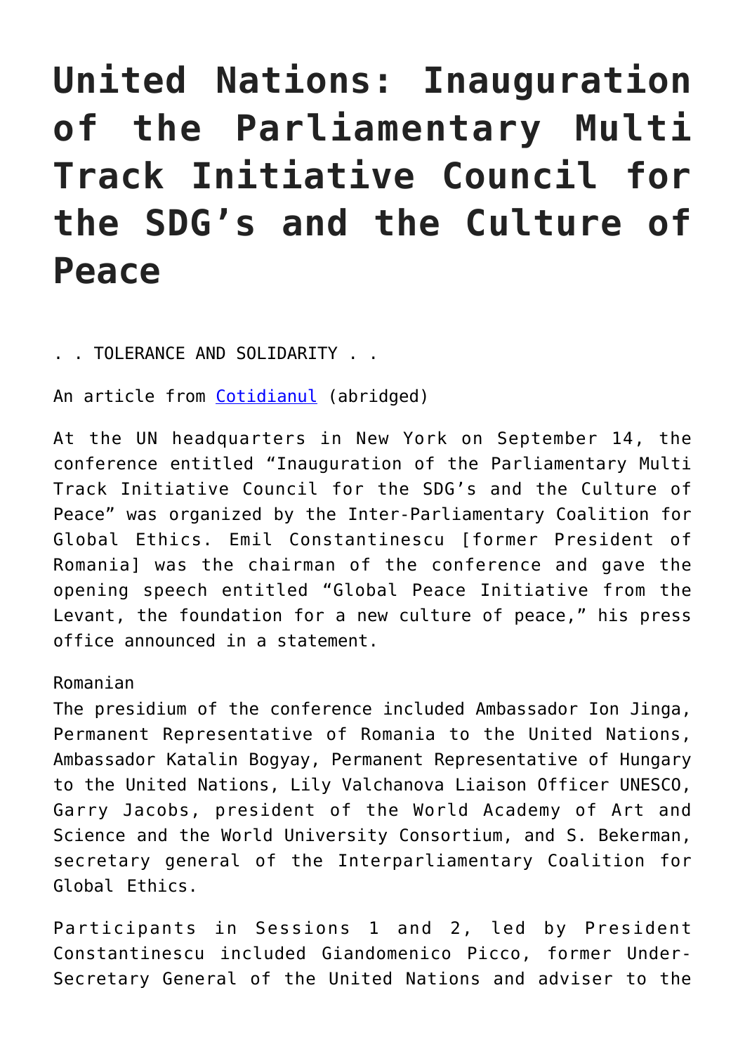# United Nations: Inauguration of the Parliamentary Multi Track Initiative Council for the SDG's and the Culture of Peace

. . TOLERANCE AND SOLIDARITY . .

An article from [Cotidianul](Cotidianul) (abridged)

At the UN headquarters in New York on September 14, the conference entitled "Inauguration of the Parliamentary Multi Track Initiative Council for the SDG's and the Culture of Peace" was organized by the Inter-Parliamentary Coalition for Global Ethics. Emil Constantinescu [former President of Romania] was the chairman of the conference and gave the opening speech entitled "Global Peace Initiative from the Levant, the foundation for a new culture of peace," his press office announced in a statement.

Romanian

The presidium of the conference included Ambassador Ion Jinga, Permanent Representative of Romania to the United Nations, Ambassador Katalin Bogyay, Permanent Representative of Hungary to the United Nations, Lily Valchanova Liaison Officer UNESCO, Garry Jacobs, president of the World Academy of Art and Science and the World University Consortium, and S. Bekerman, secretary general of the Interparliamentary Coalition for Global Ethics.

Participants in Sessions 1 and 2, led by President Constantinescu included Giandomenico Picco, former Under-Secretary General of the United Nations and adviser to the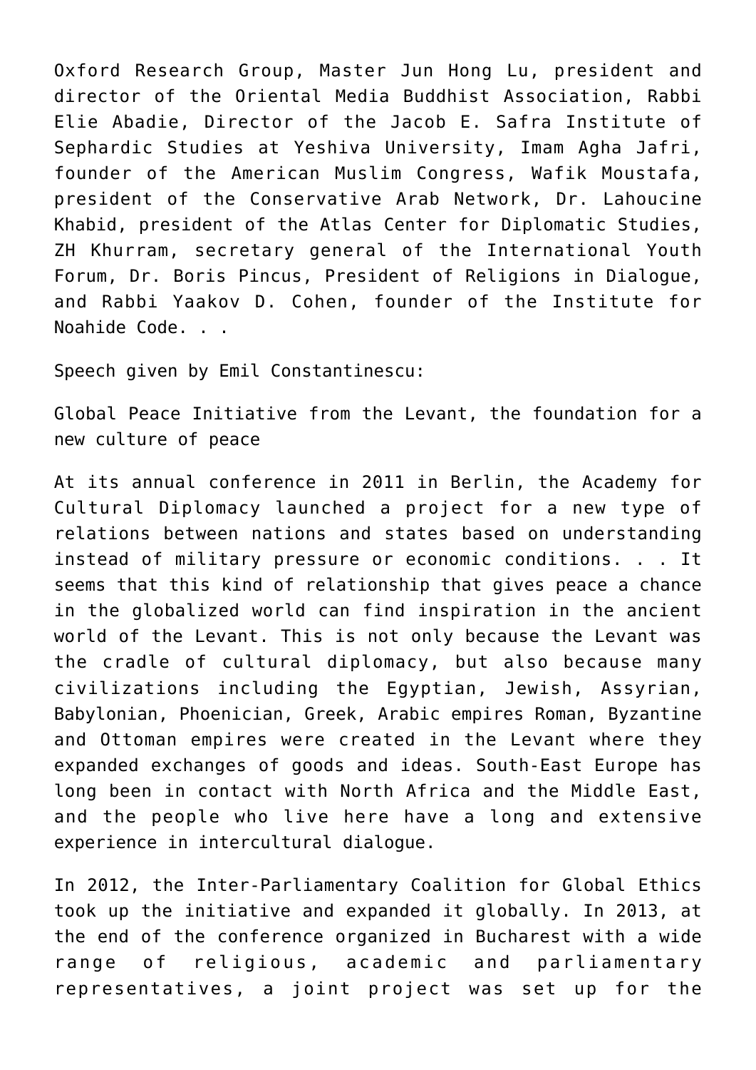Oxford Research Group, Master Jun Hong Lu, president and director of the Oriental Media Buddhist Association, Rabbi Elie Abadie, Director of the Jacob E. Safra Institute of Sephardic Studies at Yeshiva University, Imam Agha Jafri, founder of the American Muslim Congress, Wafik Moustafa, president of the Conservative Arab Network, Dr. Lahoucine Khabid, president of the Atlas Center for Diplomatic Studies, ZH Khurram, secretary general of the International Youth Forum, Dr. Boris Pincus, President of Religions in Dialogue, and Rabbi Yaakov D. Cohen, founder of the Institute for Noahide Code. . .

Speech given by Emil Constantinescu:

Global Peace Initiative from the Levant, the foundation for a new culture of peace

At its annual conference in 2011 in Berlin, the Academy for Cultural Diplomacy launched a project for a new type of relations between nations and states based on understanding instead of military pressure or economic conditions. . . It seems that this kind of relationship that gives peace a chance in the globalized world can find inspiration in the ancient world of the Levant. This is not only because the Levant was the cradle of cultural diplomacy, but also because many civilizations including the Egyptian, Jewish, Assyrian, Babylonian, Phoenician, Greek, Arabic empires Roman, Byzantine and Ottoman empires were created in the Levant where they expanded exchanges of goods and ideas. South-East Europe has long been in contact with North Africa and the Middle East, and the people who live here have a long and extensive experience in intercultural dialogue.

In 2012, the Inter-Parliamentary Coalition for Global Ethics took up the initiative and expanded it globally. In 2013, at the end of the conference organized in Bucharest with a wide range of religious, academic and parliamentary representatives, a joint project was set up for the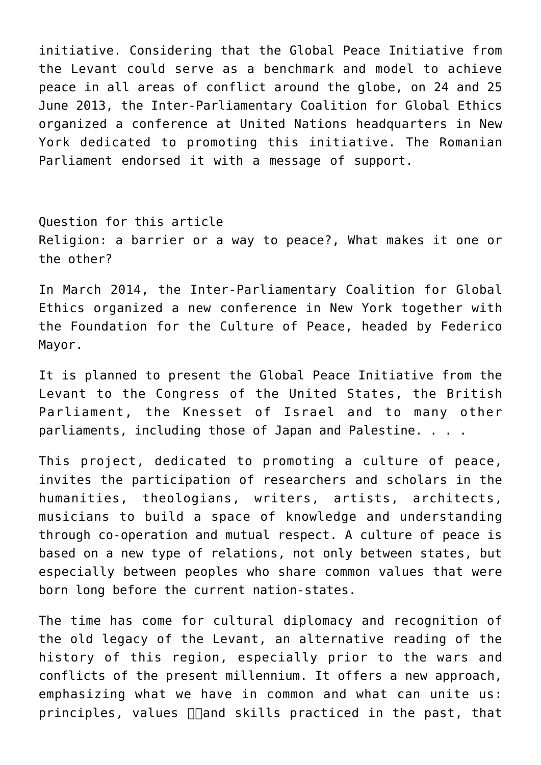initiative. Considering that the Global Peace Initiative from the Levant could serve as a benchmark and model to achieve peace in all areas of conflict around the globe, on 24 and 25 June 2013, the Inter-Parliamentary Coalition for Global Ethics organized a conference at United Nations headquarters in New York dedicated to promoting this initiative. The Romanian Parliament endorsed it with a message of support.

Question for this article
Religion: a barrier or a way to peace?, What makes it one or the other?

In March 2014, the Inter-Parliamentary Coalition for Global Ethics organized a new conference in New York together with the Foundation for the Culture of Peace, headed by Federico Mayor.

It is planned to present the Global Peace Initiative from the Levant to the Congress of the United States, the British Parliament, the Knesset of Israel and to many other parliaments, including those of Japan and Palestine. . . .

This project, dedicated to promoting a culture of peace, invites the participation of researchers and scholars in the humanities, theologians, writers, artists, architects, musicians to build a space of knowledge and understanding through co-operation and mutual respect. A culture of peace is based on a new type of relations, not only between states, but especially between peoples who share common values that were born long before the current nation-states.

The time has come for cultural diplomacy and recognition of the old legacy of the Levant, an alternative reading of the history of this region, especially prior to the wars and conflicts of the present millennium. It offers a new approach, emphasizing what we have in common and what can unite us: principles, values and skills practiced in the past, that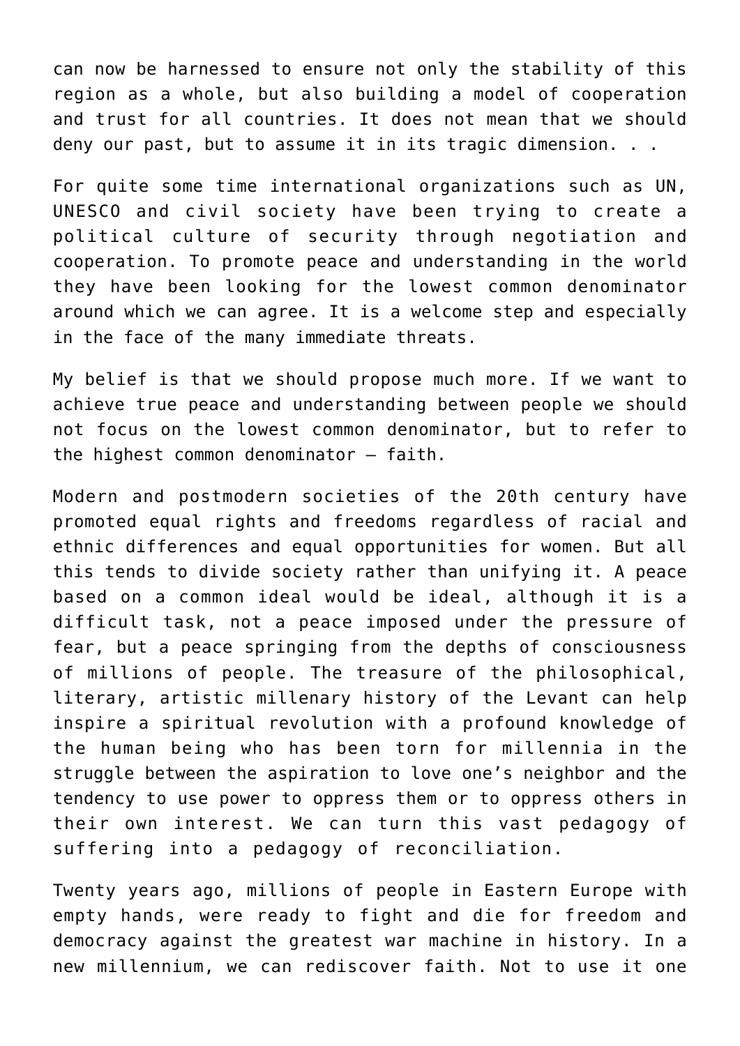can now be harnessed to ensure not only the stability of this region as a whole, but also building a model of cooperation and trust for all countries. It does not mean that we should deny our past, but to assume it in its tragic dimension. . .

For quite some time international organizations such as UN, UNESCO and civil society have been trying to create a political culture of security through negotiation and cooperation. To promote peace and understanding in the world they have been looking for the lowest common denominator around which we can agree. It is a welcome step and especially in the face of the many immediate threats.

My belief is that we should propose much more. If we want to achieve true peace and understanding between people we should not focus on the lowest common denominator, but to refer to the highest common denominator – faith.

Modern and postmodern societies of the 20th century have promoted equal rights and freedoms regardless of racial and ethnic differences and equal opportunities for women. But all this tends to divide society rather than unifying it. A peace based on a common ideal would be ideal, although it is a difficult task, not a peace imposed under the pressure of fear, but a peace springing from the depths of consciousness of millions of people. The treasure of the philosophical, literary, artistic millenary history of the Levant can help inspire a spiritual revolution with a profound knowledge of the human being who has been torn for millennia in the struggle between the aspiration to love one's neighbor and the tendency to use power to oppress them or to oppress others in their own interest. We can turn this vast pedagogy of suffering into a pedagogy of reconciliation.

Twenty years ago, millions of people in Eastern Europe with empty hands, were ready to fight and die for freedom and democracy against the greatest war machine in history. In a new millennium, we can rediscover faith. Not to use it one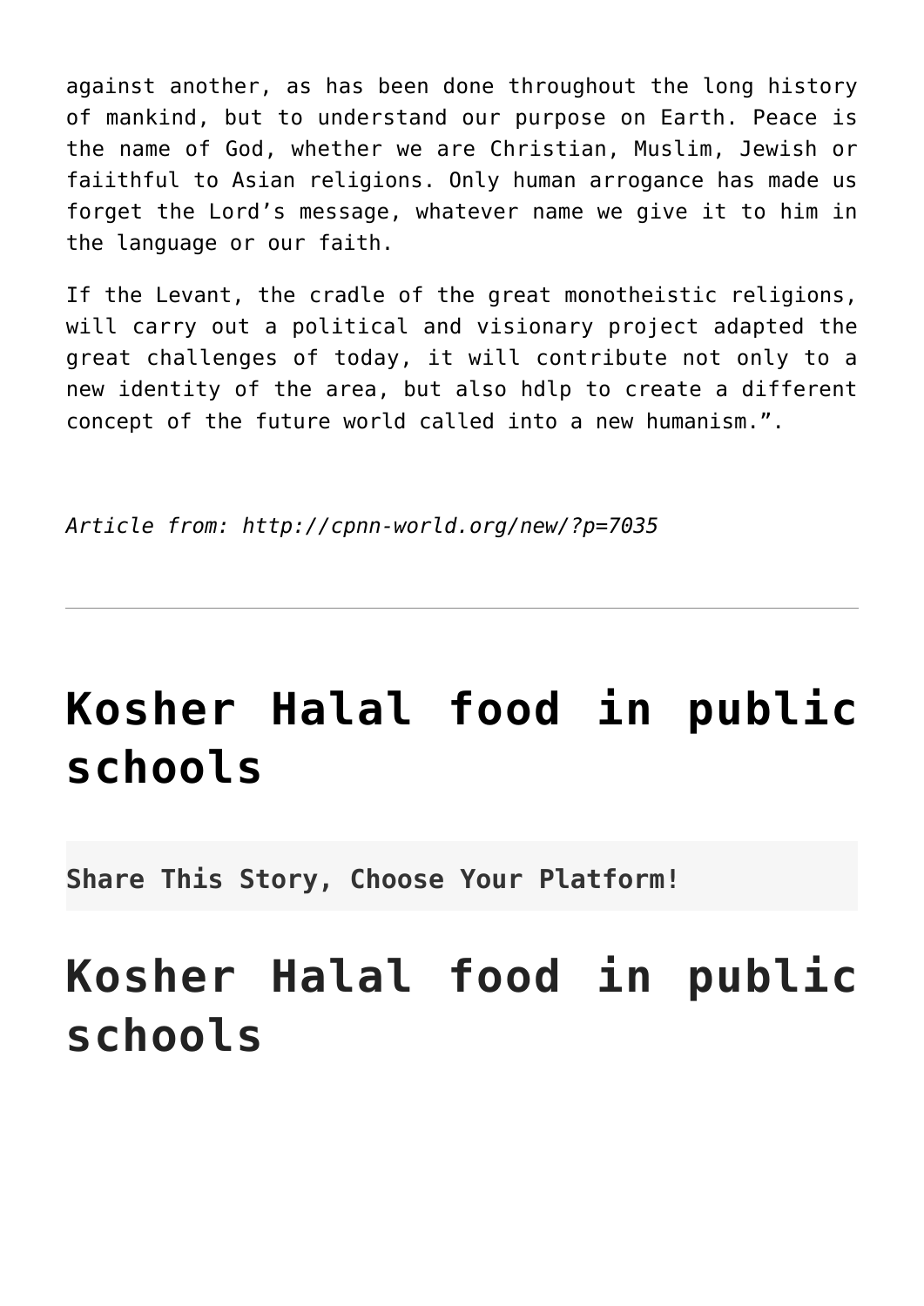against another, as has been done throughout the long history of mankind, but to understand our purpose on Earth. Peace is the name of God, whether we are Christian, Muslim, Jewish or faiiithful to Asian religions. Only human arrogance has made us forget the Lord's message, whatever name we give it to him in the language or our faith.

If the Levant, the cradle of the great monotheistic religions, will carry out a political and visionary project adapted the great challenges of today, it will contribute not only to a new identity of the area, but also hdlp to create a different concept of the future world called into a new humanism.".

*Article from: http://cpnn-world.org/new/?p=7035*

---

# Kosher Halal food in public schools

**Share This Story, Choose Your Platform!**

# Kosher Halal food in public schools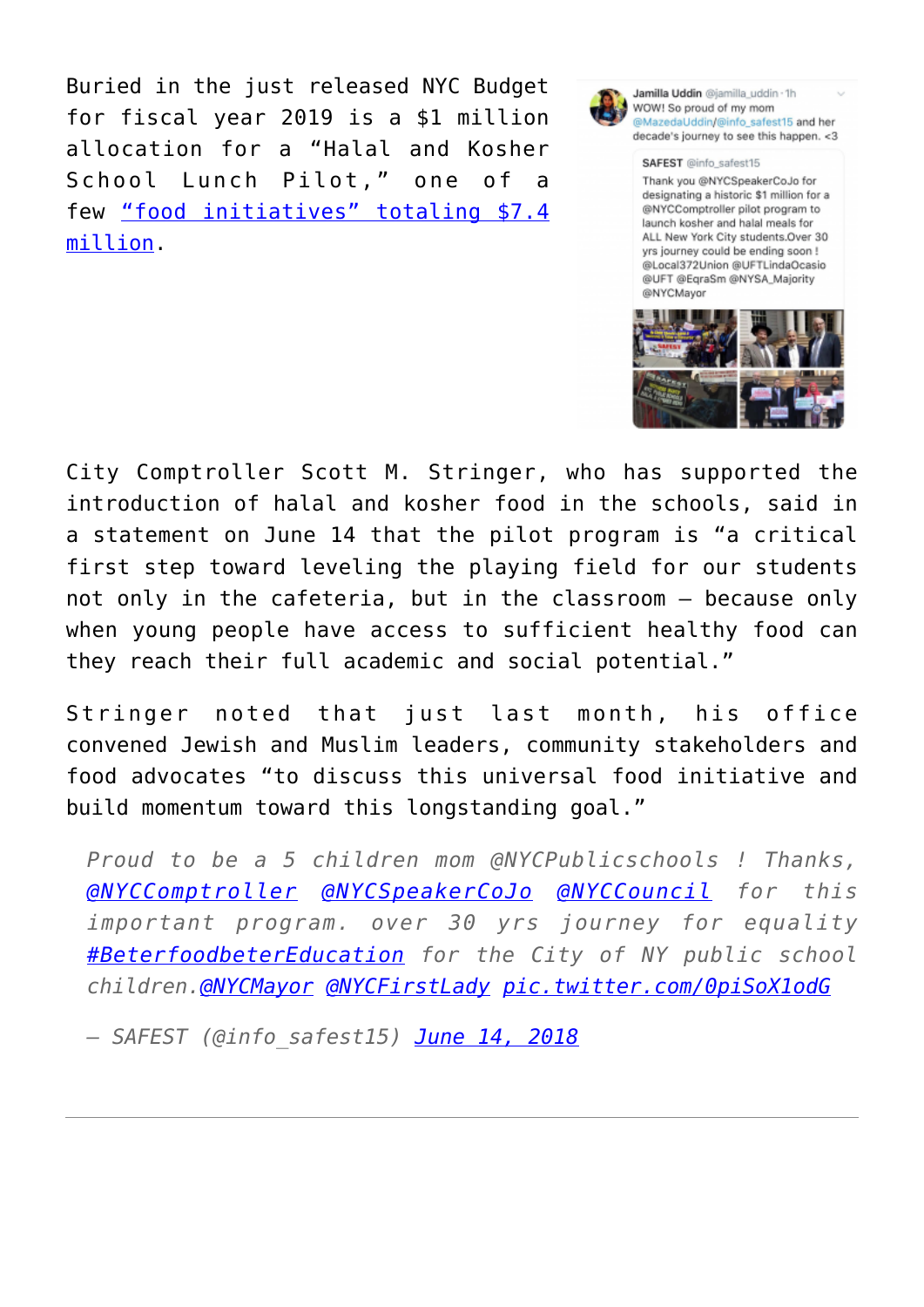Buried in the just released NYC Budget for fiscal year 2019 is a $1 million allocation for a "Halal and Kosher School Lunch Pilot," one of a few ["food initiatives" totaling $7.4 million](#).

City Comptroller Scott M. Stringer, who has supported the introduction of halal and kosher food in the schools, said in a statement on June 14 that the pilot program is "a critical first step toward leveling the playing field for our students not only in the cafeteria, but in the classroom — because only when young people have access to sufficient healthy food can they reach their full academic and social potential."

Stringer noted that just last month, his office convened Jewish and Muslim leaders, community stakeholders and food advocates "to discuss this universal food initiative and build momentum toward this longstanding goal."

> *Proud to be a 5 children mom @NYCPublicschools ! Thanks, [@NYCComptroller](#) [@NYCSpeakerCoJo](#) [@NYCCouncil](#) for this important program. over 30 yrs journey for equality [#BeterfoodbeterEducation](#) for the City of NY public school children.[@NYCMayor](#) [@NYCFirstLady](#) [pic.twitter.com/0piSoX1odG](#)*
>
> *— SAFEST (@info_safest15) [June 14, 2018](#)*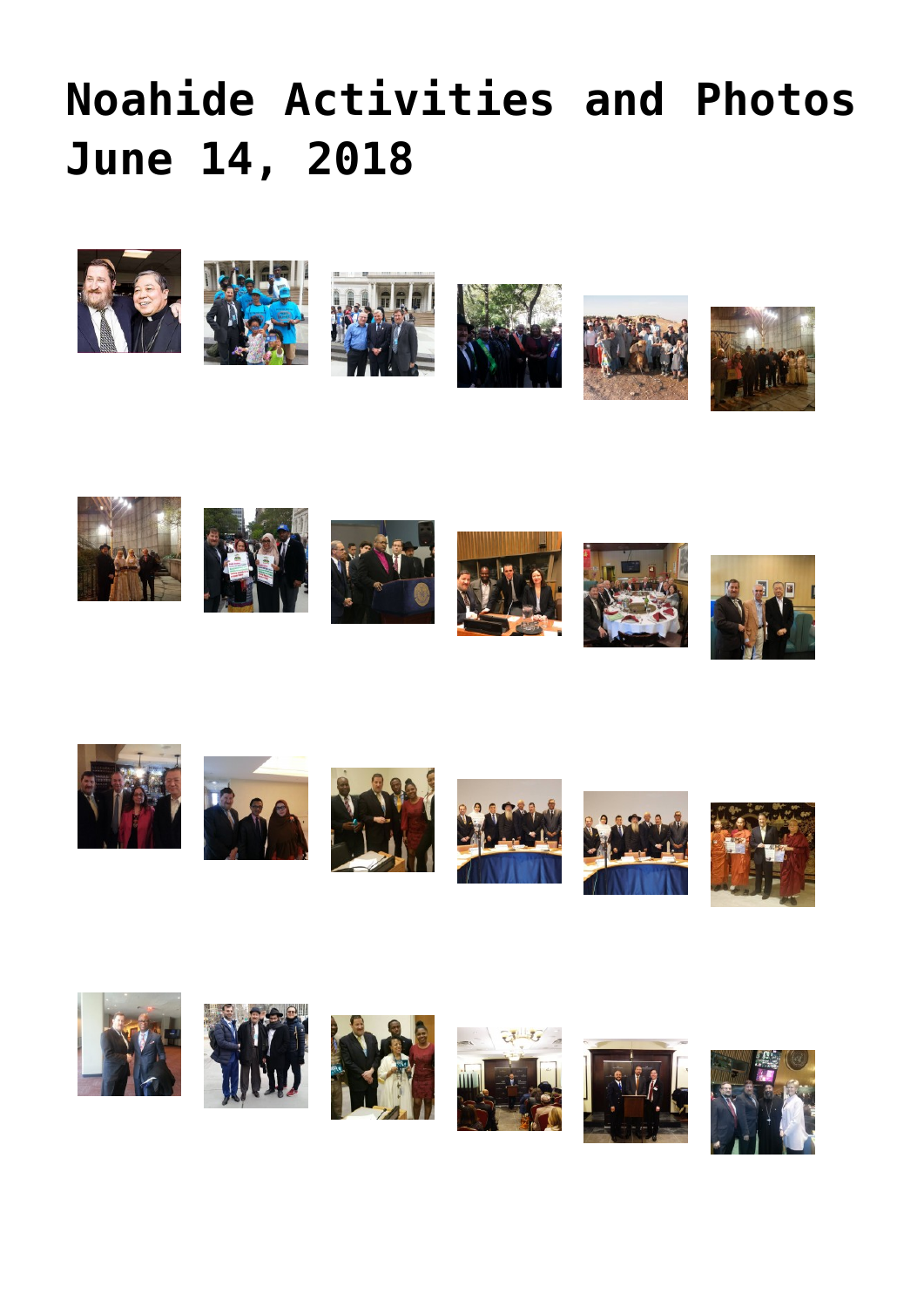# Noahide Activities and Photos June 14, 2018